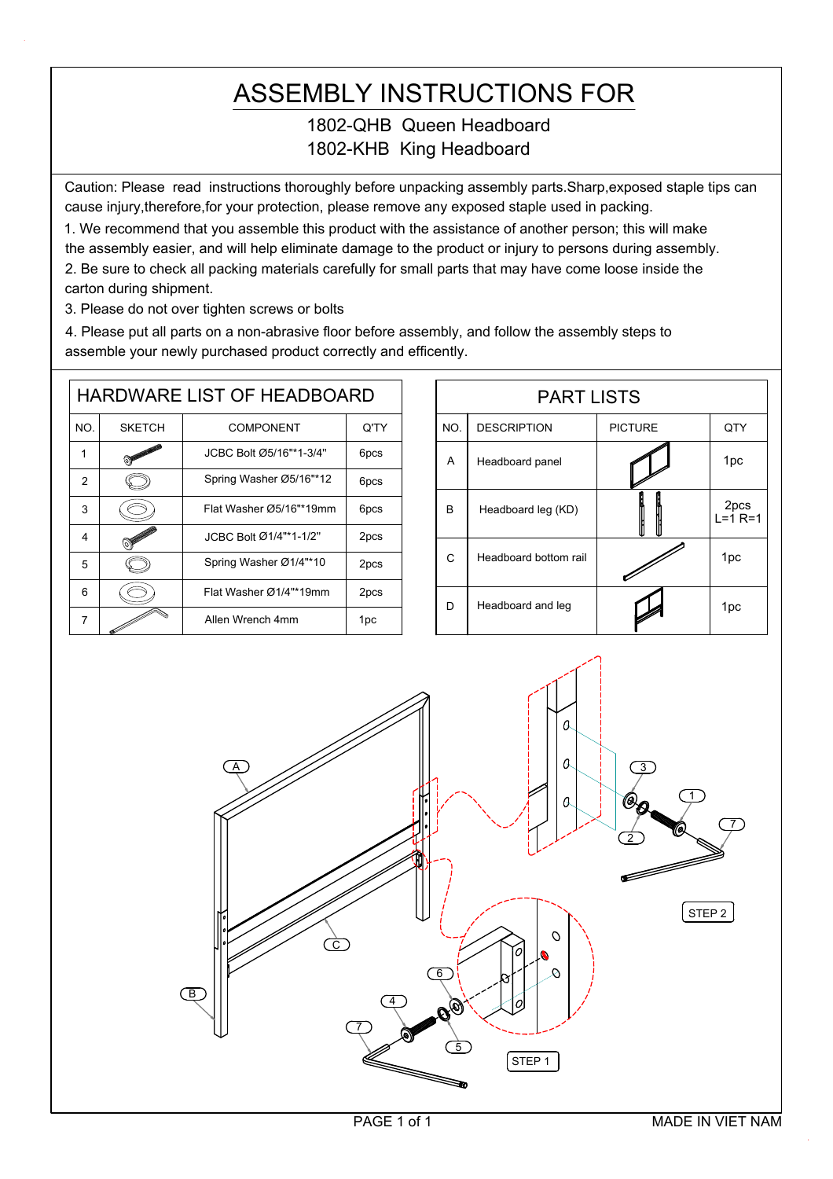# ASSEMBLY INSTRUCTIONS FOR

1802-QHB Queen Headboard
1802-KHB King Headboard

Caution: Please read instructions thoroughly before unpacking assembly parts.Sharp,exposed staple tips can cause injury,therefore,for your protection, please remove any exposed staple used in packing.

1. We recommend that you assemble this product with the assistance of another person; this will make the assembly easier, and will help eliminate damage to the product or injury to persons during assembly.
2. Be sure to check all packing materials carefully for small parts that may have come loose inside the carton during shipment.
3. Please do not over tighten screws or bolts
4. Please put all parts on a non-abrasive floor before assembly, and follow the assembly steps to assemble your newly purchased product correctly and efficently.

## HARDWARE LIST OF HEADBOARD

| NO. | SKETCH | COMPONENT | Q'TY |
|---|---|---|---|
| 1 | | JCBC Bolt Ø5/16""1-3/4" | 6pcs |
| 2 | | Spring Washer Ø5/16""12 | 6pcs |
| 3 | | Flat Washer Ø5/16""19mm | 6pcs |
| 4 | | JCBC Bolt Ø1/4""1-1/2" | 2pcs |
| 5 | | Spring Washer Ø1/4""10 | 2pcs |
| 6 | | Flat Washer Ø1/4""19mm | 2pcs |
| 7 | | Allen Wrench 4mm | 1pc |

## PART LISTS

| NO. | DESCRIPTION | PICTURE | QTY |
|---|---|---|---|
| A | Headboard panel | | 1pc |
| B | Headboard leg (KD) | | 2pcs L=1 R=1 |
| C | Headboard bottom rail | | 1pc |
| D | Headboard and leg | | 1pc |

A B C 1 2 3 4 5 6 7

STEP 1

STEP 2

MADE IN VIET NAM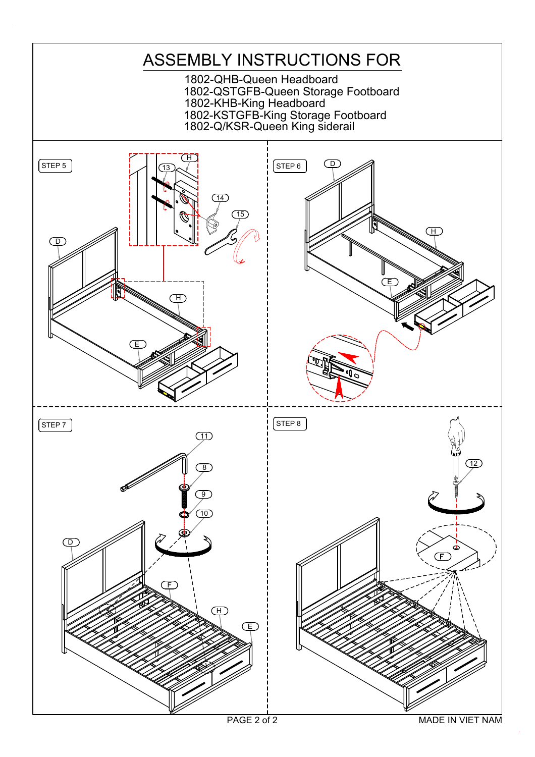# ASSEMBLY INSTRUCTIONS FOR

1802-QHB-Queen Headboard
1802-QSTGFB-Queen Storage Footboard
1802-KHB-King Headboard
1802-KSTGFB-King Storage Footboard
1802-Q/KSR-Queen King siderail

STEP 5

H, 13, 14, 15, D, H, E

STEP 6

D, H, E

STEP 7

11, 8, 9, 10, D, F, H, E

STEP 8

12, F

MADE IN VIET NAM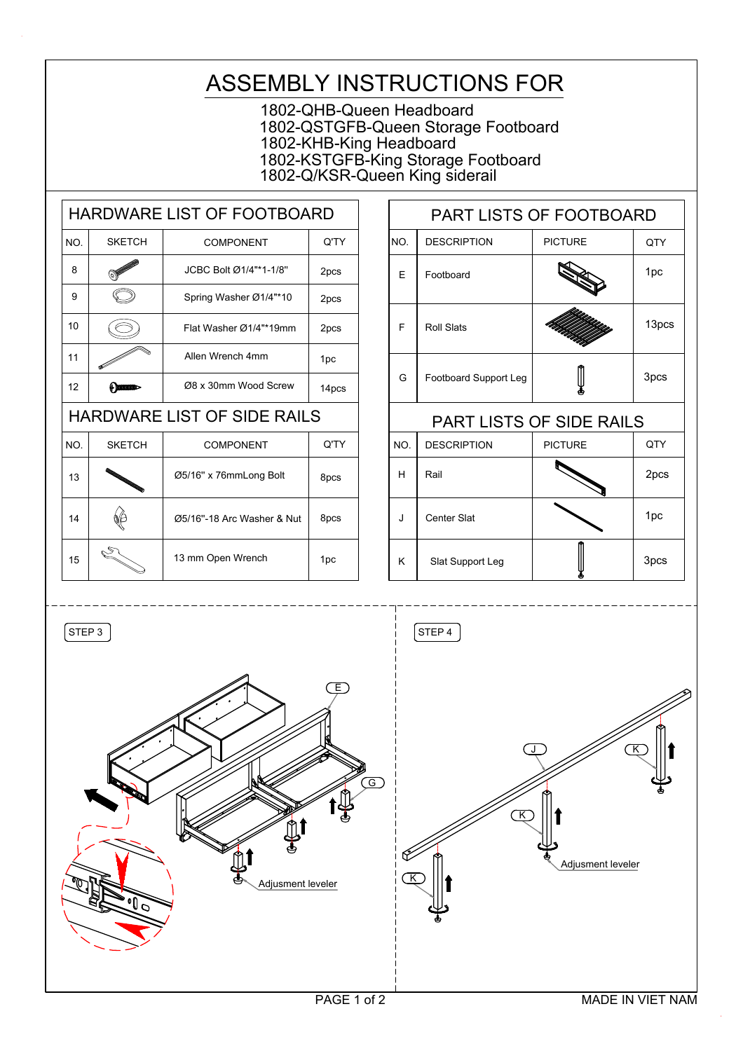# ASSEMBLY INSTRUCTIONS FOR

1802-QHB-Queen Headboard
1802-QSTGFB-Queen Storage Footboard
1802-KHB-King Headboard
1802-KSTGFB-King Storage Footboard
1802-Q/KSR-Queen King siderail

## HARDWARE LIST OF FOOTBOARD

| NO. | SKETCH | COMPONENT | Q'TY |
|---|---|---|---|
| 8 | | JCBC Bolt Ø1/4"*1-1/8" | 2pcs |
| 9 | | Spring Washer Ø1/4"*10 | 2pcs |
| 10 | | Flat Washer Ø1/4"*19mm | 2pcs |
| 11 | | Allen Wrench 4mm | 1pc |
| 12 | | Ø8 x 30mm Wood Screw | 14pcs |

## HARDWARE LIST OF SIDE RAILS

| NO. | SKETCH | COMPONENT | Q'TY |
|---|---|---|---|
| 13 | | Ø5/16" x 76mmLong Bolt | 8pcs |
| 14 | | Ø5/16"-18 Arc Washer & Nut | 8pcs |
| 15 | | 13 mm Open Wrench | 1pc |

## PART LISTS OF FOOTBOARD

| NO. | DESCRIPTION | PICTURE | QTY |
|---|---|---|---|
| E | Footboard | | 1pc |
| F | Roll Slats | | 13pcs |
| G | Footboard Support Leg | | 3pcs |

## PART LISTS OF SIDE RAILS

| NO. | DESCRIPTION | PICTURE | QTY |
|---|---|---|---|
| H | Rail | | 2pcs |
| J | Center Slat | | 1pc |
| K | Slat Support Leg | | 3pcs |

STEP 3

E

G

Adjusment leveler

STEP 4

J

K

K

K

Adjusment leveler

MADE IN VIET NAM